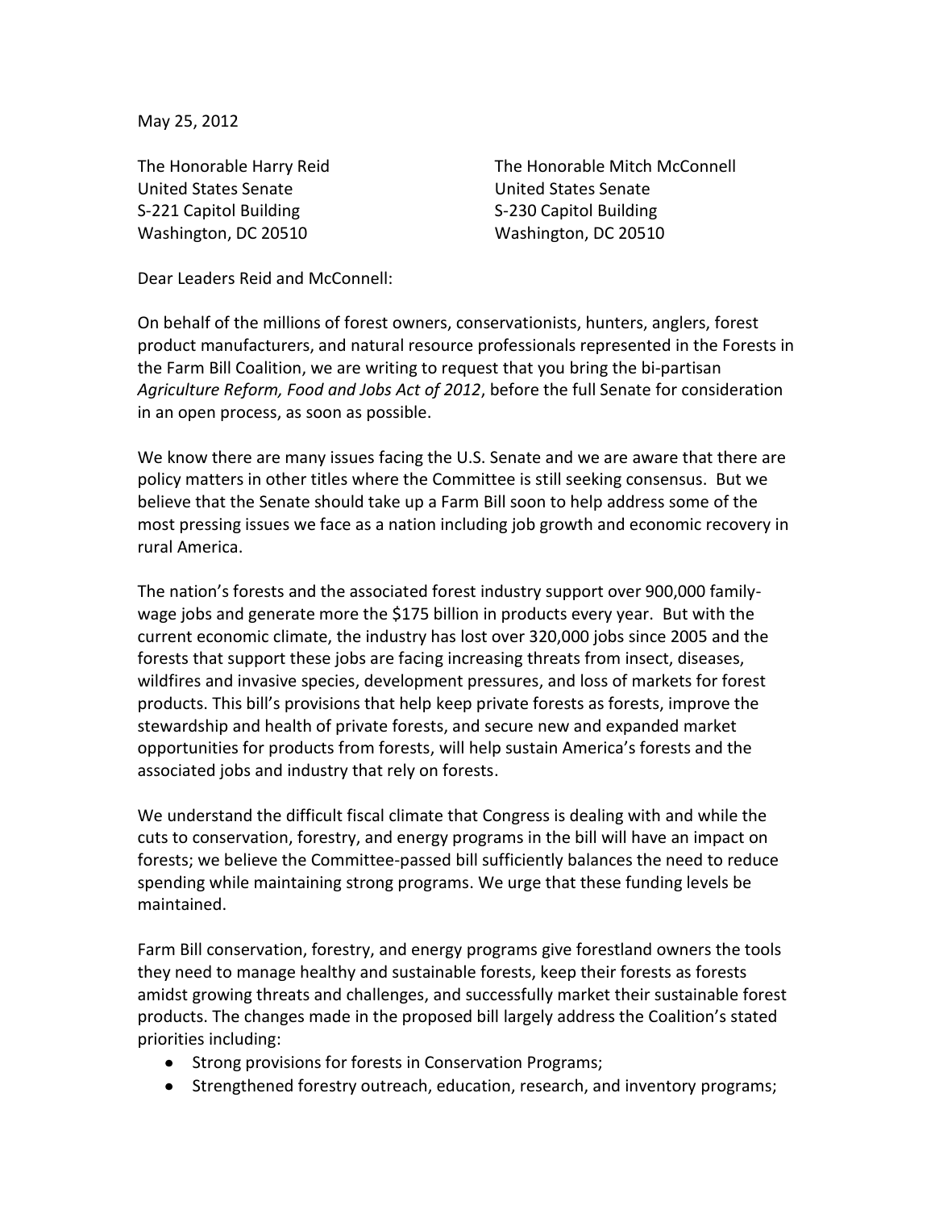May 25, 2012

The Honorable Harry Reid
United States Senate
S-221 Capitol Building
Washington, DC 20510

The Honorable Mitch McConnell
United States Senate
S-230 Capitol Building
Washington, DC 20510

Dear Leaders Reid and McConnell:

On behalf of the millions of forest owners, conservationists, hunters, anglers, forest product manufacturers, and natural resource professionals represented in the Forests in the Farm Bill Coalition, we are writing to request that you bring the bi-partisan *Agriculture Reform, Food and Jobs Act of 2012*, before the full Senate for consideration in an open process, as soon as possible.

We know there are many issues facing the U.S. Senate and we are aware that there are policy matters in other titles where the Committee is still seeking consensus. But we believe that the Senate should take up a Farm Bill soon to help address some of the most pressing issues we face as a nation including job growth and economic recovery in rural America.

The nation's forests and the associated forest industry support over 900,000 family-wage jobs and generate more the $175 billion in products every year. But with the current economic climate, the industry has lost over 320,000 jobs since 2005 and the forests that support these jobs are facing increasing threats from insect, diseases, wildfires and invasive species, development pressures, and loss of markets for forest products. This bill's provisions that help keep private forests as forests, improve the stewardship and health of private forests, and secure new and expanded market opportunities for products from forests, will help sustain America's forests and the associated jobs and industry that rely on forests.

We understand the difficult fiscal climate that Congress is dealing with and while the cuts to conservation, forestry, and energy programs in the bill will have an impact on forests; we believe the Committee-passed bill sufficiently balances the need to reduce spending while maintaining strong programs. We urge that these funding levels be maintained.

Farm Bill conservation, forestry, and energy programs give forestland owners the tools they need to manage healthy and sustainable forests, keep their forests as forests amidst growing threats and challenges, and successfully market their sustainable forest products. The changes made in the proposed bill largely address the Coalition's stated priorities including:

- Strong provisions for forests in Conservation Programs;
- Strengthened forestry outreach, education, research, and inventory programs;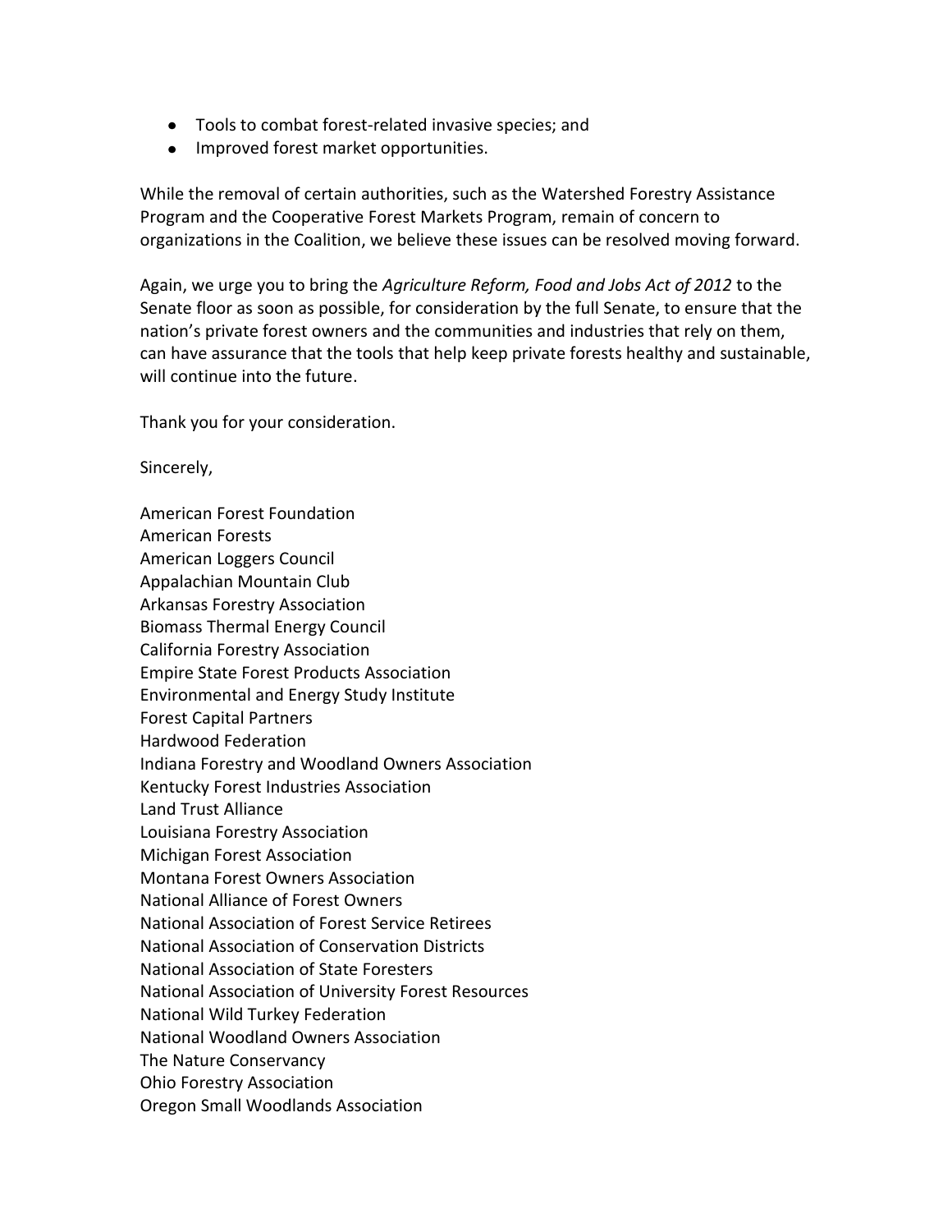- Tools to combat forest-related invasive species; and
- Improved forest market opportunities.

While the removal of certain authorities, such as the Watershed Forestry Assistance Program and the Cooperative Forest Markets Program, remain of concern to organizations in the Coalition, we believe these issues can be resolved moving forward.

Again, we urge you to bring the *Agriculture Reform, Food and Jobs Act of 2012* to the Senate floor as soon as possible, for consideration by the full Senate, to ensure that the nation's private forest owners and the communities and industries that rely on them, can have assurance that the tools that help keep private forests healthy and sustainable, will continue into the future.

Thank you for your consideration.

Sincerely,

American Forest Foundation
American Forests
American Loggers Council
Appalachian Mountain Club
Arkansas Forestry Association
Biomass Thermal Energy Council
California Forestry Association
Empire State Forest Products Association
Environmental and Energy Study Institute
Forest Capital Partners
Hardwood Federation
Indiana Forestry and Woodland Owners Association
Kentucky Forest Industries Association
Land Trust Alliance
Louisiana Forestry Association
Michigan Forest Association
Montana Forest Owners Association
National Alliance of Forest Owners
National Association of Forest Service Retirees
National Association of Conservation Districts
National Association of State Foresters
National Association of University Forest Resources
National Wild Turkey Federation
National Woodland Owners Association
The Nature Conservancy
Ohio Forestry Association
Oregon Small Woodlands Association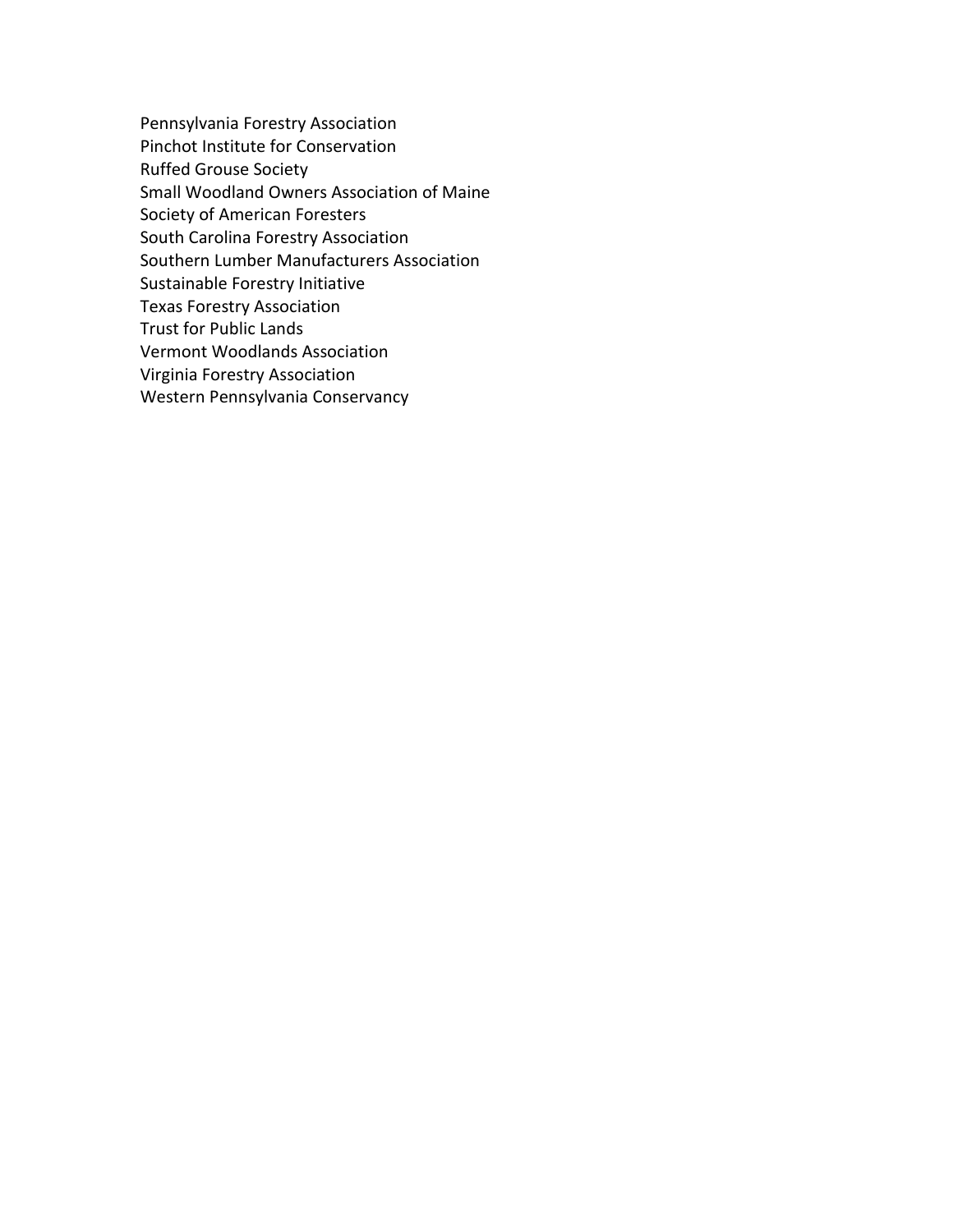Pennsylvania Forestry Association
Pinchot Institute for Conservation
Ruffed Grouse Society
Small Woodland Owners Association of Maine
Society of American Foresters
South Carolina Forestry Association
Southern Lumber Manufacturers Association
Sustainable Forestry Initiative
Texas Forestry Association
Trust for Public Lands
Vermont Woodlands Association
Virginia Forestry Association
Western Pennsylvania Conservancy